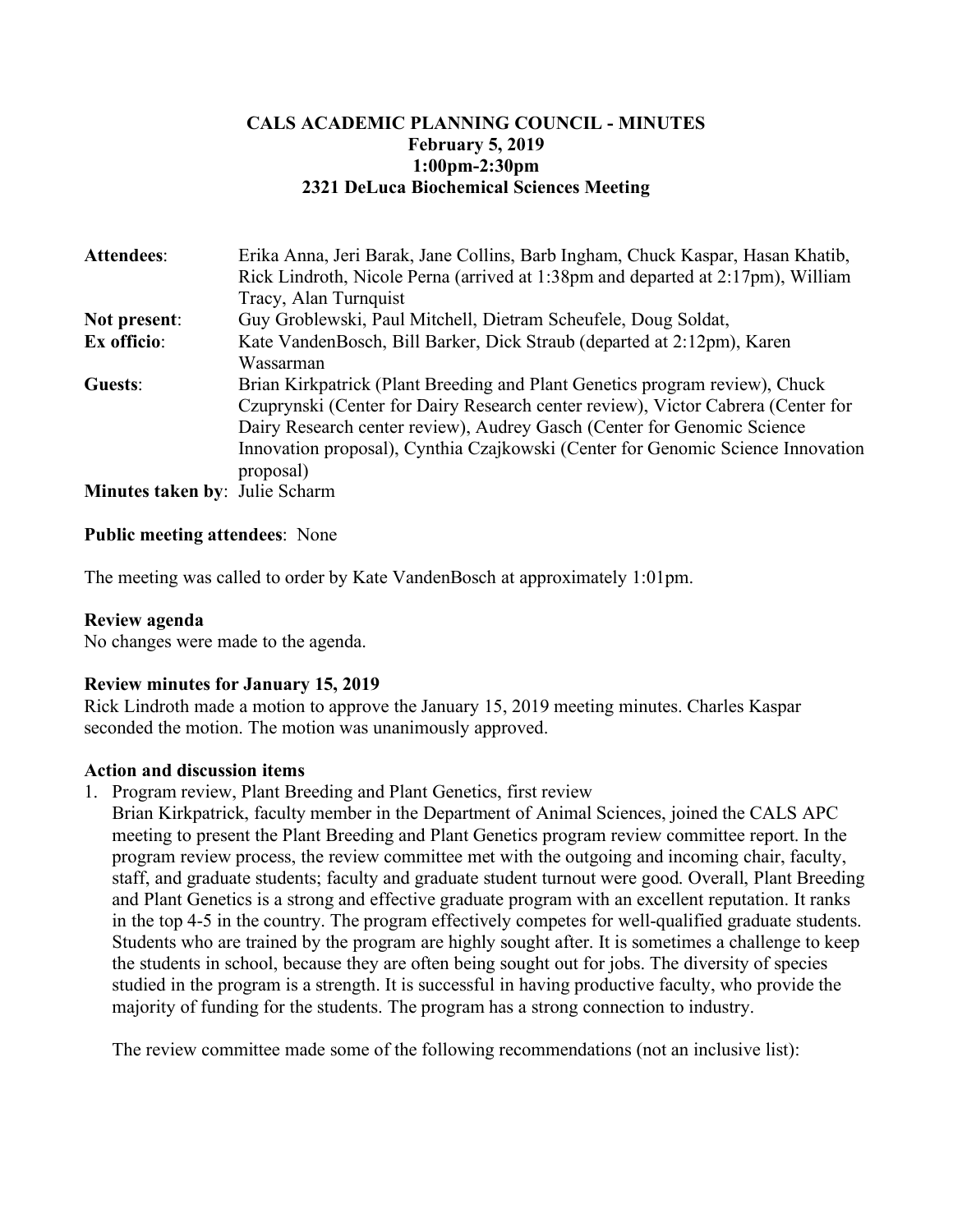# CALS ACADEMIC PLANNING COUNCIL - MINUTES
## February 5, 2019
## 1:00pm-2:30pm
## 2321 DeLuca Biochemical Sciences Meeting

**Attendees**: Erika Anna, Jeri Barak, Jane Collins, Barb Ingham, Chuck Kaspar, Hasan Khatib, Rick Lindroth, Nicole Perna (arrived at 1:38pm and departed at 2:17pm), William Tracy, Alan Turnquist

**Not present**: Guy Groblewski, Paul Mitchell, Dietram Scheufele, Doug Soldat,

**Ex officio**: Kate VandenBosch, Bill Barker, Dick Straub (departed at 2:12pm), Karen Wassarman

**Guests**: Brian Kirkpatrick (Plant Breeding and Plant Genetics program review), Chuck Czuprynski (Center for Dairy Research center review), Victor Cabrera (Center for Dairy Research center review), Audrey Gasch (Center for Genomic Science Innovation proposal), Cynthia Czajkowski (Center for Genomic Science Innovation proposal)

**Minutes taken by**: Julie Scharm

**Public meeting attendees**: None

The meeting was called to order by Kate VandenBosch at approximately 1:01pm.

**Review agenda**

No changes were made to the agenda.

**Review minutes for January 15, 2019**

Rick Lindroth made a motion to approve the January 15, 2019 meeting minutes. Charles Kaspar seconded the motion. The motion was unanimously approved.

**Action and discussion items**

1. Program review, Plant Breeding and Plant Genetics, first review

   Brian Kirkpatrick, faculty member in the Department of Animal Sciences, joined the CALS APC meeting to present the Plant Breeding and Plant Genetics program review committee report. In the program review process, the review committee met with the outgoing and incoming chair, faculty, staff, and graduate students; faculty and graduate student turnout were good. Overall, Plant Breeding and Plant Genetics is a strong and effective graduate program with an excellent reputation. It ranks in the top 4-5 in the country. The program effectively competes for well-qualified graduate students. Students who are trained by the program are highly sought after. It is sometimes a challenge to keep the students in school, because they are often being sought out for jobs. The diversity of species studied in the program is a strength. It is successful in having productive faculty, who provide the majority of funding for the students. The program has a strong connection to industry.

   The review committee made some of the following recommendations (not an inclusive list):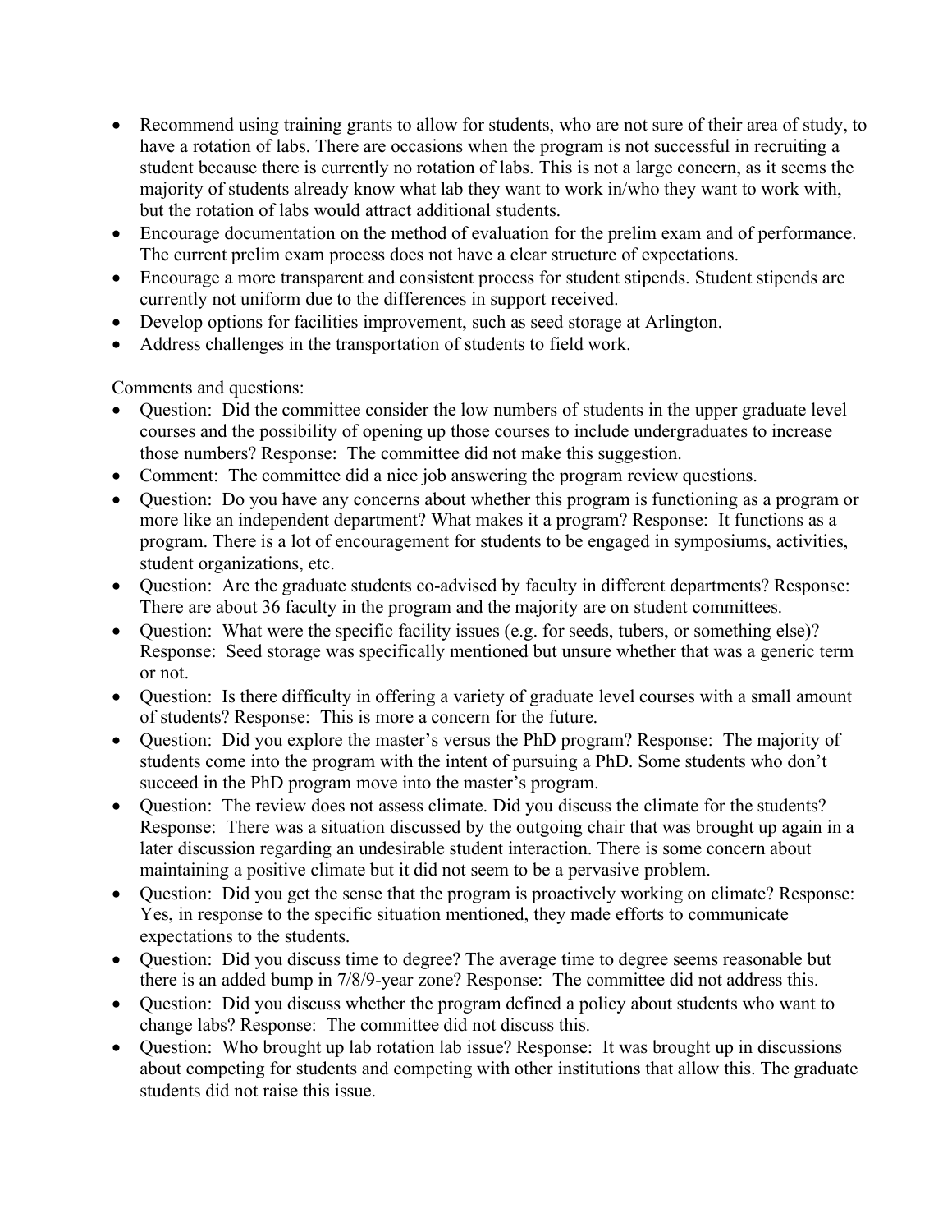- Recommend using training grants to allow for students, who are not sure of their area of study, to have a rotation of labs. There are occasions when the program is not successful in recruiting a student because there is currently no rotation of labs. This is not a large concern, as it seems the majority of students already know what lab they want to work in/who they want to work with, but the rotation of labs would attract additional students.
- Encourage documentation on the method of evaluation for the prelim exam and of performance. The current prelim exam process does not have a clear structure of expectations.
- Encourage a more transparent and consistent process for student stipends. Student stipends are currently not uniform due to the differences in support received.
- Develop options for facilities improvement, such as seed storage at Arlington.
- Address challenges in the transportation of students to field work.

Comments and questions:

- Question: Did the committee consider the low numbers of students in the upper graduate level courses and the possibility of opening up those courses to include undergraduates to increase those numbers? Response: The committee did not make this suggestion.
- Comment: The committee did a nice job answering the program review questions.
- Question: Do you have any concerns about whether this program is functioning as a program or more like an independent department? What makes it a program? Response: It functions as a program. There is a lot of encouragement for students to be engaged in symposiums, activities, student organizations, etc.
- Question: Are the graduate students co-advised by faculty in different departments? Response: There are about 36 faculty in the program and the majority are on student committees.
- Question: What were the specific facility issues (e.g. for seeds, tubers, or something else)? Response: Seed storage was specifically mentioned but unsure whether that was a generic term or not.
- Question: Is there difficulty in offering a variety of graduate level courses with a small amount of students? Response: This is more a concern for the future.
- Question: Did you explore the master's versus the PhD program? Response: The majority of students come into the program with the intent of pursuing a PhD. Some students who don't succeed in the PhD program move into the master's program.
- Question: The review does not assess climate. Did you discuss the climate for the students? Response: There was a situation discussed by the outgoing chair that was brought up again in a later discussion regarding an undesirable student interaction. There is some concern about maintaining a positive climate but it did not seem to be a pervasive problem.
- Question: Did you get the sense that the program is proactively working on climate? Response: Yes, in response to the specific situation mentioned, they made efforts to communicate expectations to the students.
- Question: Did you discuss time to degree? The average time to degree seems reasonable but there is an added bump in 7/8/9-year zone? Response: The committee did not address this.
- Question: Did you discuss whether the program defined a policy about students who want to change labs? Response: The committee did not discuss this.
- Question: Who brought up lab rotation lab issue? Response: It was brought up in discussions about competing for students and competing with other institutions that allow this. The graduate students did not raise this issue.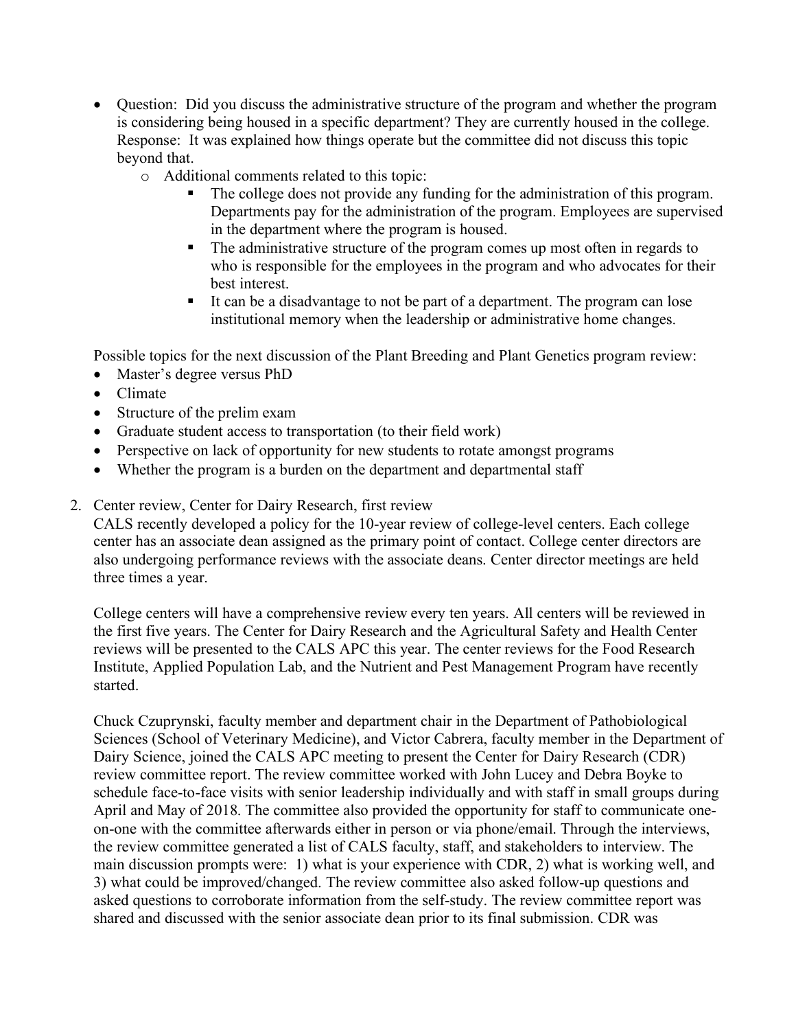- Question: Did you discuss the administrative structure of the program and whether the program is considering being housed in a specific department? They are currently housed in the college. Response: It was explained how things operate but the committee did not discuss this topic beyond that.
  - Additional comments related to this topic:
    - The college does not provide any funding for the administration of this program. Departments pay for the administration of the program. Employees are supervised in the department where the program is housed.
    - The administrative structure of the program comes up most often in regards to who is responsible for the employees in the program and who advocates for their best interest.
    - It can be a disadvantage to not be part of a department. The program can lose institutional memory when the leadership or administrative home changes.

Possible topics for the next discussion of the Plant Breeding and Plant Genetics program review:

- Master's degree versus PhD
- Climate
- Structure of the prelim exam
- Graduate student access to transportation (to their field work)
- Perspective on lack of opportunity for new students to rotate amongst programs
- Whether the program is a burden on the department and departmental staff

2. Center review, Center for Dairy Research, first review

CALS recently developed a policy for the 10-year review of college-level centers. Each college center has an associate dean assigned as the primary point of contact. College center directors are also undergoing performance reviews with the associate deans. Center director meetings are held three times a year.

College centers will have a comprehensive review every ten years. All centers will be reviewed in the first five years. The Center for Dairy Research and the Agricultural Safety and Health Center reviews will be presented to the CALS APC this year. The center reviews for the Food Research Institute, Applied Population Lab, and the Nutrient and Pest Management Program have recently started.

Chuck Czuprynski, faculty member and department chair in the Department of Pathobiological Sciences (School of Veterinary Medicine), and Victor Cabrera, faculty member in the Department of Dairy Science, joined the CALS APC meeting to present the Center for Dairy Research (CDR) review committee report. The review committee worked with John Lucey and Debra Boyke to schedule face-to-face visits with senior leadership individually and with staff in small groups during April and May of 2018. The committee also provided the opportunity for staff to communicate one-on-one with the committee afterwards either in person or via phone/email. Through the interviews, the review committee generated a list of CALS faculty, staff, and stakeholders to interview. The main discussion prompts were: 1) what is your experience with CDR, 2) what is working well, and 3) what could be improved/changed. The review committee also asked follow-up questions and asked questions to corroborate information from the self-study. The review committee report was shared and discussed with the senior associate dean prior to its final submission. CDR was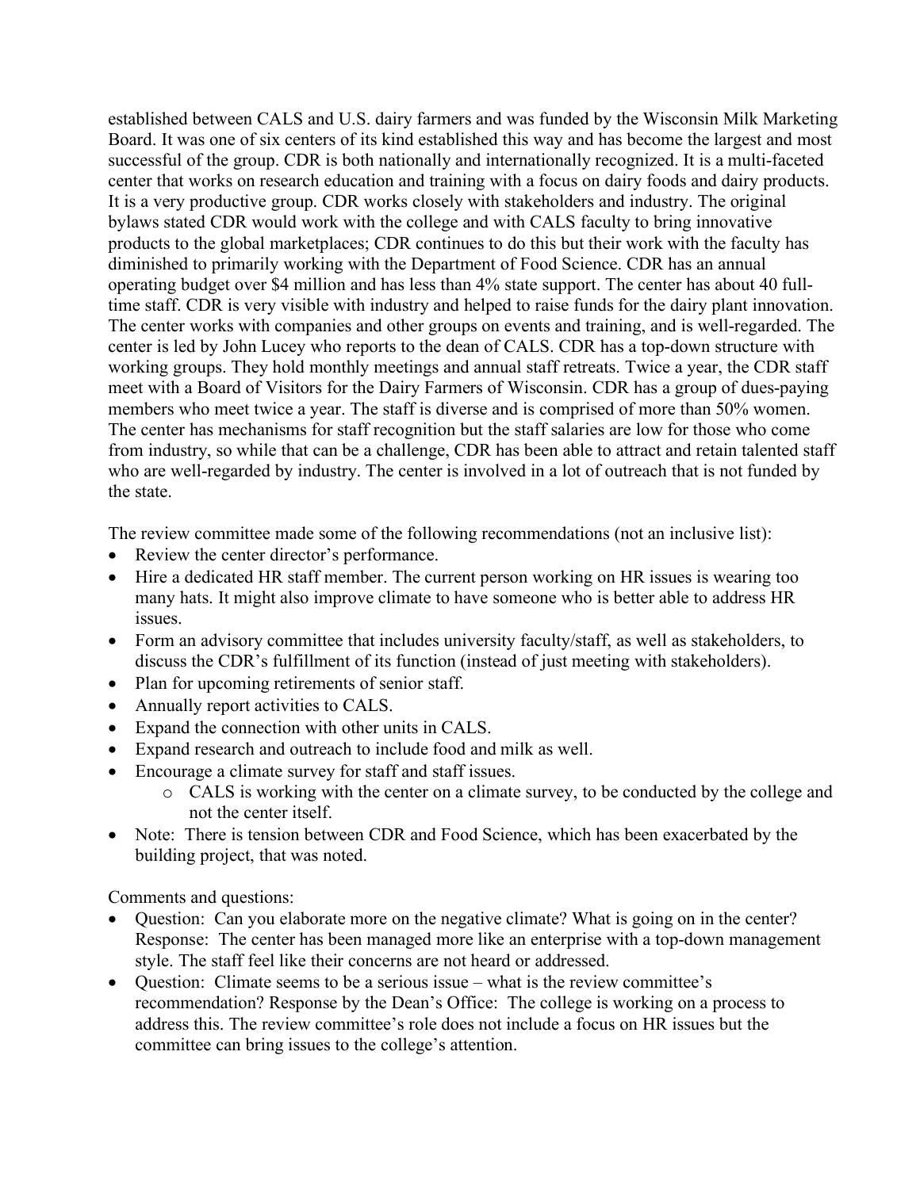established between CALS and U.S. dairy farmers and was funded by the Wisconsin Milk Marketing Board. It was one of six centers of its kind established this way and has become the largest and most successful of the group. CDR is both nationally and internationally recognized. It is a multi-faceted center that works on research education and training with a focus on dairy foods and dairy products. It is a very productive group. CDR works closely with stakeholders and industry. The original bylaws stated CDR would work with the college and with CALS faculty to bring innovative products to the global marketplaces; CDR continues to do this but their work with the faculty has diminished to primarily working with the Department of Food Science. CDR has an annual operating budget over $4 million and has less than 4% state support. The center has about 40 full-time staff. CDR is very visible with industry and helped to raise funds for the dairy plant innovation. The center works with companies and other groups on events and training, and is well-regarded. The center is led by John Lucey who reports to the dean of CALS. CDR has a top-down structure with working groups. They hold monthly meetings and annual staff retreats. Twice a year, the CDR staff meet with a Board of Visitors for the Dairy Farmers of Wisconsin. CDR has a group of dues-paying members who meet twice a year. The staff is diverse and is comprised of more than 50% women. The center has mechanisms for staff recognition but the staff salaries are low for those who come from industry, so while that can be a challenge, CDR has been able to attract and retain talented staff who are well-regarded by industry. The center is involved in a lot of outreach that is not funded by the state.

The review committee made some of the following recommendations (not an inclusive list):

- Review the center director's performance.
- Hire a dedicated HR staff member. The current person working on HR issues is wearing too many hats. It might also improve climate to have someone who is better able to address HR issues.
- Form an advisory committee that includes university faculty/staff, as well as stakeholders, to discuss the CDR's fulfillment of its function (instead of just meeting with stakeholders).
- Plan for upcoming retirements of senior staff.
- Annually report activities to CALS.
- Expand the connection with other units in CALS.
- Expand research and outreach to include food and milk as well.
- Encourage a climate survey for staff and staff issues.
  - CALS is working with the center on a climate survey, to be conducted by the college and not the center itself.
- Note: There is tension between CDR and Food Science, which has been exacerbated by the building project, that was noted.

Comments and questions:

- Question: Can you elaborate more on the negative climate? What is going on in the center? Response: The center has been managed more like an enterprise with a top-down management style. The staff feel like their concerns are not heard or addressed.
- Question: Climate seems to be a serious issue – what is the review committee's recommendation? Response by the Dean's Office: The college is working on a process to address this. The review committee's role does not include a focus on HR issues but the committee can bring issues to the college's attention.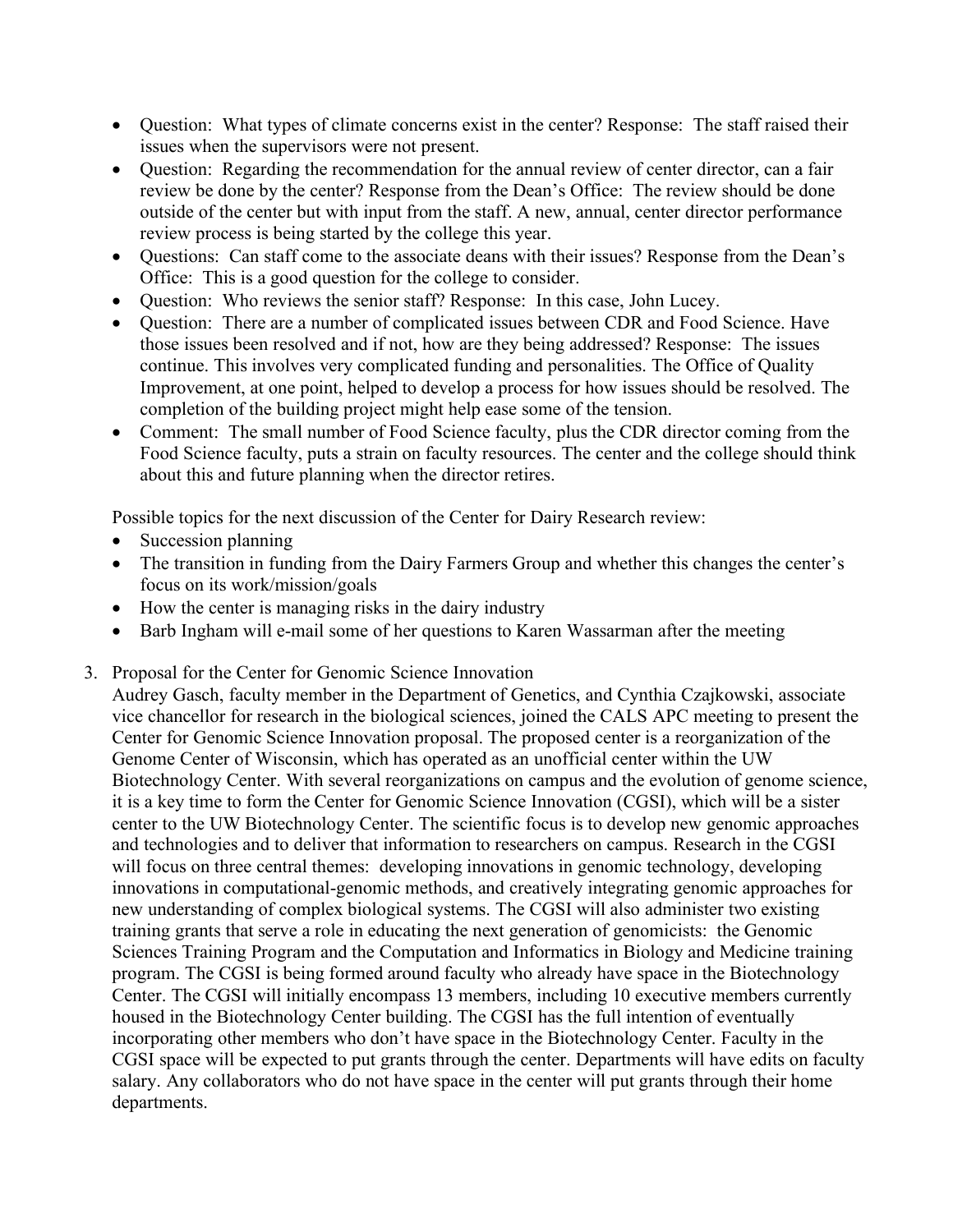- Question: What types of climate concerns exist in the center? Response: The staff raised their issues when the supervisors were not present.
- Question: Regarding the recommendation for the annual review of center director, can a fair review be done by the center? Response from the Dean's Office: The review should be done outside of the center but with input from the staff. A new, annual, center director performance review process is being started by the college this year.
- Questions: Can staff come to the associate deans with their issues? Response from the Dean's Office: This is a good question for the college to consider.
- Question: Who reviews the senior staff? Response: In this case, John Lucey.
- Question: There are a number of complicated issues between CDR and Food Science. Have those issues been resolved and if not, how are they being addressed? Response: The issues continue. This involves very complicated funding and personalities. The Office of Quality Improvement, at one point, helped to develop a process for how issues should be resolved. The completion of the building project might help ease some of the tension.
- Comment: The small number of Food Science faculty, plus the CDR director coming from the Food Science faculty, puts a strain on faculty resources. The center and the college should think about this and future planning when the director retires.

Possible topics for the next discussion of the Center for Dairy Research review:

- Succession planning
- The transition in funding from the Dairy Farmers Group and whether this changes the center's focus on its work/mission/goals
- How the center is managing risks in the dairy industry
- Barb Ingham will e-mail some of her questions to Karen Wassarman after the meeting

3. Proposal for the Center for Genomic Science Innovation

   Audrey Gasch, faculty member in the Department of Genetics, and Cynthia Czajkowski, associate vice chancellor for research in the biological sciences, joined the CALS APC meeting to present the Center for Genomic Science Innovation proposal. The proposed center is a reorganization of the Genome Center of Wisconsin, which has operated as an unofficial center within the UW Biotechnology Center. With several reorganizations on campus and the evolution of genome science, it is a key time to form the Center for Genomic Science Innovation (CGSI), which will be a sister center to the UW Biotechnology Center. The scientific focus is to develop new genomic approaches and technologies and to deliver that information to researchers on campus. Research in the CGSI will focus on three central themes: developing innovations in genomic technology, developing innovations in computational-genomic methods, and creatively integrating genomic approaches for new understanding of complex biological systems. The CGSI will also administer two existing training grants that serve a role in educating the next generation of genomicists: the Genomic Sciences Training Program and the Computation and Informatics in Biology and Medicine training program. The CGSI is being formed around faculty who already have space in the Biotechnology Center. The CGSI will initially encompass 13 members, including 10 executive members currently housed in the Biotechnology Center building. The CGSI has the full intention of eventually incorporating other members who don't have space in the Biotechnology Center. Faculty in the CGSI space will be expected to put grants through the center. Departments will have edits on faculty salary. Any collaborators who do not have space in the center will put grants through their home departments.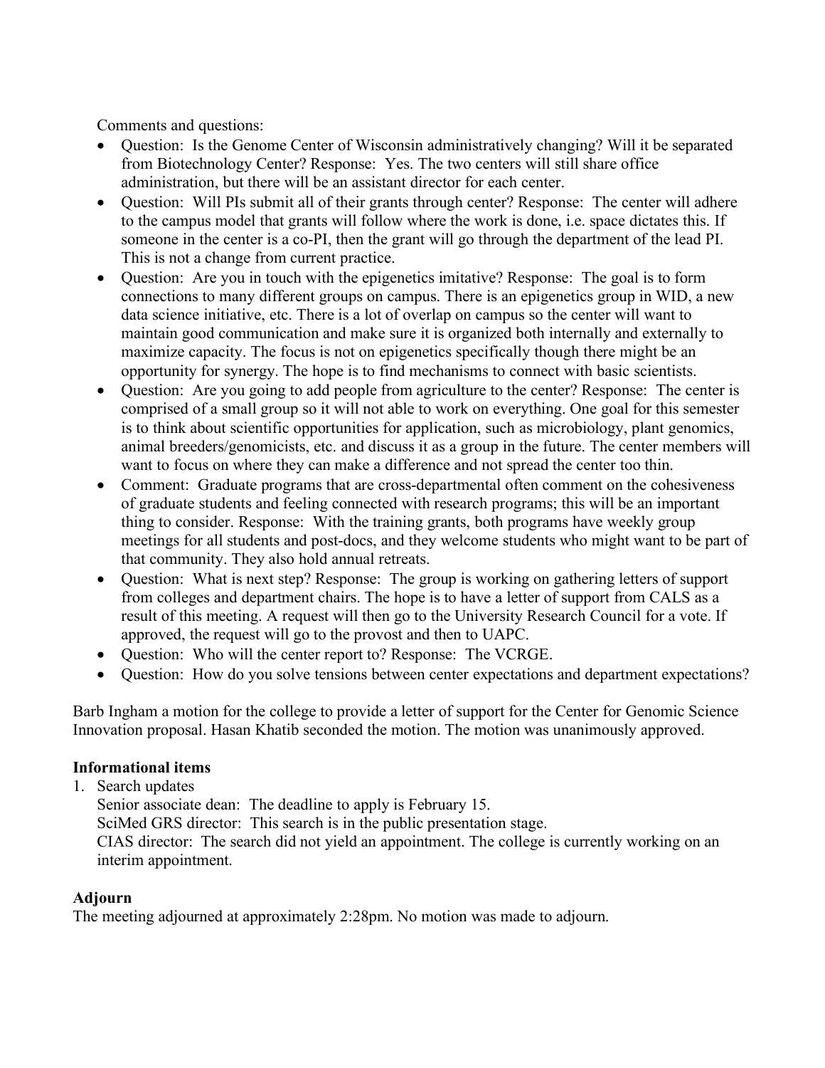Comments and questions:

- Question: Is the Genome Center of Wisconsin administratively changing? Will it be separated from Biotechnology Center? Response: Yes. The two centers will still share office administration, but there will be an assistant director for each center.
- Question: Will PIs submit all of their grants through center? Response: The center will adhere to the campus model that grants will follow where the work is done, i.e. space dictates this. If someone in the center is a co-PI, then the grant will go through the department of the lead PI. This is not a change from current practice.
- Question: Are you in touch with the epigenetics imitative? Response: The goal is to form connections to many different groups on campus. There is an epigenetics group in WID, a new data science initiative, etc. There is a lot of overlap on campus so the center will want to maintain good communication and make sure it is organized both internally and externally to maximize capacity. The focus is not on epigenetics specifically though there might be an opportunity for synergy. The hope is to find mechanisms to connect with basic scientists.
- Question: Are you going to add people from agriculture to the center? Response: The center is comprised of a small group so it will not able to work on everything. One goal for this semester is to think about scientific opportunities for application, such as microbiology, plant genomics, animal breeders/genomicists, etc. and discuss it as a group in the future. The center members will want to focus on where they can make a difference and not spread the center too thin.
- Comment: Graduate programs that are cross-departmental often comment on the cohesiveness of graduate students and feeling connected with research programs; this will be an important thing to consider. Response: With the training grants, both programs have weekly group meetings for all students and post-docs, and they welcome students who might want to be part of that community. They also hold annual retreats.
- Question: What is next step? Response: The group is working on gathering letters of support from colleges and department chairs. The hope is to have a letter of support from CALS as a result of this meeting. A request will then go to the University Research Council for a vote. If approved, the request will go to the provost and then to UAPC.
- Question: Who will the center report to? Response: The VCRGE.
- Question: How do you solve tensions between center expectations and department expectations?

Barb Ingham a motion for the college to provide a letter of support for the Center for Genomic Science Innovation proposal. Hasan Khatib seconded the motion. The motion was unanimously approved.

**Informational items**

1. Search updates
   Senior associate dean: The deadline to apply is February 15.
   SciMed GRS director: This search is in the public presentation stage.
   CIAS director: The search did not yield an appointment. The college is currently working on an interim appointment.

**Adjourn**

The meeting adjourned at approximately 2:28pm. No motion was made to adjourn.